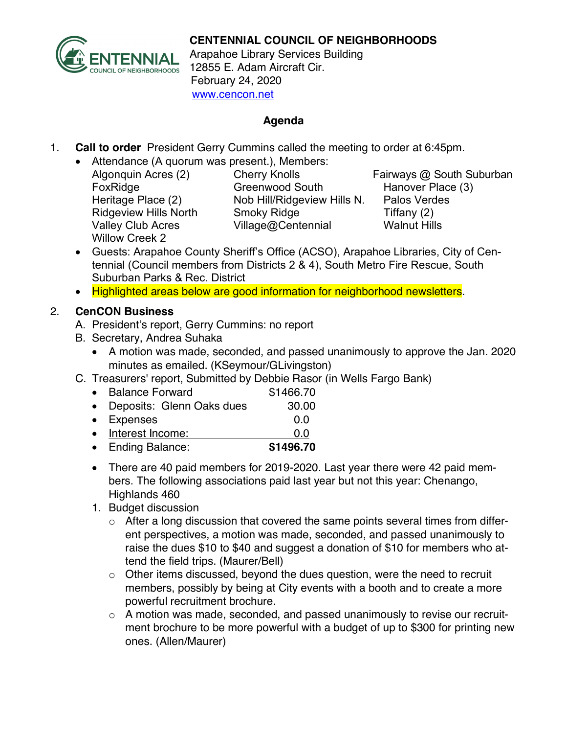# CENTENNIAL COUNCIL OF NEIGHBORHOODS

Arapahoe Library Services Building
12855 E. Adam Aircraft Cir.
February 24, 2020
www.cencon.net

## Agenda

1. **Call to order** President Gerry Cummins called the meeting to order at 6:45pm.
   - Attendance (A quorum was present.), Members:

| | | |
|---|---|---|
| Algonquin Acres (2) | Cherry Knolls | Fairways @ South Suburban |
| FoxRidge | Greenwood South | Hanover Place (3) |
| Heritage Place (2) | Nob Hill/Ridgeview Hills N. | Palos Verdes |
| Ridgeview Hills North | Smoky Ridge | Tiffany (2) |
| Valley Club Acres | Village@Centennial | Walnut Hills |
| Willow Creek 2 | | |

   - Guests: Arapahoe County Sheriff's Office (ACSO), Arapahoe Libraries, City of Centennial (Council members from Districts 2 & 4), South Metro Fire Rescue, South Suburban Parks & Rec. District
   - Highlighted areas below are good information for neighborhood newsletters.

2. **CenCON Business**
   A. President's report, Gerry Cummins: no report
   B. Secretary, Andrea Suhaka
      - A motion was made, seconded, and passed unanimously to approve the Jan. 2020 minutes as emailed. (KSeymour/GLivingston)
   C. Treasurers' report, Submitted by Debbie Rasor (in Wells Fargo Bank)

| | |
|---|---|
| Balance Forward | $1466.70 |
| Deposits: Glenn Oaks dues | 30.00 |
| Expenses | 0.0 |
| Interest Income: | 0.0 |
| Ending Balance: | **$1496.70** |

      - There are 40 paid members for 2019-2020. Last year there were 42 paid members. The following associations paid last year but not this year: Chenango, Highlands 460
   1. Budget discussion
      - After a long discussion that covered the same points several times from different perspectives, a motion was made, seconded, and passed unanimously to raise the dues $10 to $40 and suggest a donation of $10 for members who attend the field trips. (Maurer/Bell)
      - Other items discussed, beyond the dues question, were the need to recruit members, possibly by being at City events with a booth and to create a more powerful recruitment brochure.
      - A motion was made, seconded, and passed unanimously to revise our recruitment brochure to be more powerful with a budget of up to $300 for printing new ones. (Allen/Maurer)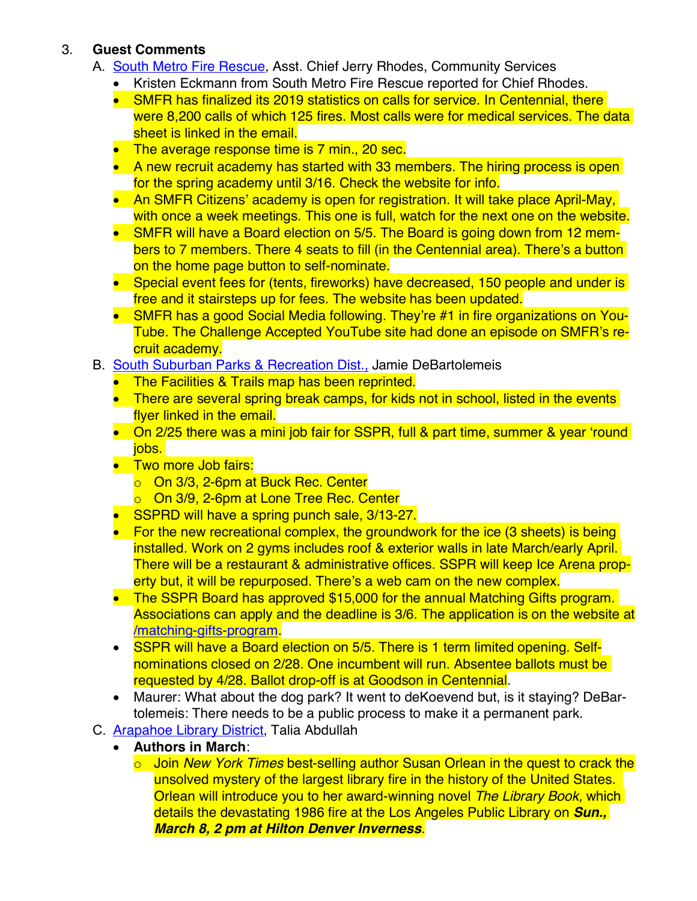3. **Guest Comments**

   A. South Metro Fire Rescue, Asst. Chief Jerry Rhodes, Community Services

   - Kristen Eckmann from South Metro Fire Rescue reported for Chief Rhodes.
   - SMFR has finalized its 2019 statistics on calls for service. In Centennial, there were 8,200 calls of which 125 fires. Most calls were for medical services. The data sheet is linked in the email.
   - The average response time is 7 min., 20 sec.
   - A new recruit academy has started with 33 members. The hiring process is open for the spring academy until 3/16. Check the website for info.
   - An SMFR Citizens' academy is open for registration. It will take place April-May, with once a week meetings. This one is full, watch for the next one on the website.
   - SMFR will have a Board election on 5/5. The Board is going down from 12 members to 7 members. There 4 seats to fill (in the Centennial area). There's a button on the home page button to self-nominate.
   - Special event fees for (tents, fireworks) have decreased, 150 people and under is free and it stairsteps up for fees. The website has been updated.
   - SMFR has a good Social Media following. They're #1 in fire organizations on YouTube. The Challenge Accepted YouTube site had done an episode on SMFR's recruit academy.

   B. South Suburban Parks & Recreation Dist., Jamie DeBartolemeis

   - The Facilities & Trails map has been reprinted.
   - There are several spring break camps, for kids not in school, listed in the events flyer linked in the email.
   - On 2/25 there was a mini job fair for SSPR, full & part time, summer & year 'round jobs.
   - Two more Job fairs:
     - On 3/3, 2-6pm at Buck Rec. Center
     - On 3/9, 2-6pm at Lone Tree Rec. Center
   - SSPRD will have a spring punch sale, 3/13-27.
   - For the new recreational complex, the groundwork for the ice (3 sheets) is being installed. Work on 2 gyms includes roof & exterior walls in late March/early April. There will be a restaurant & administrative offices. SSPR will keep Ice Arena property but, it will be repurposed. There's a web cam on the new complex.
   - The SSPR Board has approved $15,000 for the annual Matching Gifts program. Associations can apply and the deadline is 3/6. The application is on the website at /matching-gifts-program.
   - SSPR will have a Board election on 5/5. There is 1 term limited opening. Self-nominations closed on 2/28. One incumbent will run. Absentee ballots must be requested by 4/28. Ballot drop-off is at Goodson in Centennial.
   - Maurer: What about the dog park? It went to deKoevend but, is it staying? DeBartolemeis: There needs to be a public process to make it a permanent park.

   C. Arapahoe Library District, Talia Abdullah

   - **Authors in March**:
     - Join *New York Times* best-selling author Susan Orlean in the quest to crack the unsolved mystery of the largest library fire in the history of the United States. Orlean will introduce you to her award-winning novel *The Library Book,* which details the devastating 1986 fire at the Los Angeles Public Library on ***Sun., March 8, 2 pm at Hilton Denver Inverness***.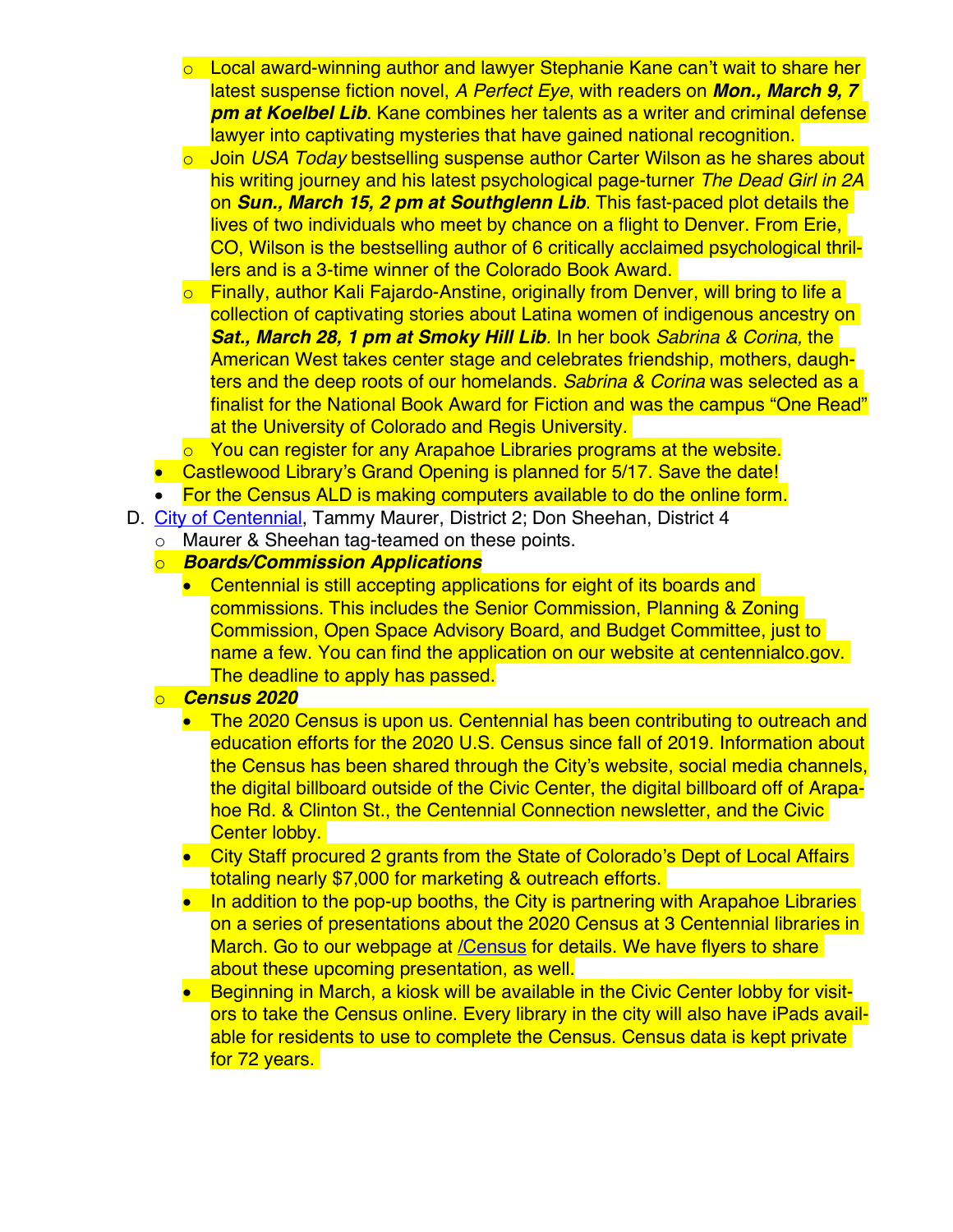- Local award-winning author and lawyer Stephanie Kane can't wait to share her latest suspense fiction novel, *A Perfect Eye*, with readers on ***Mon., March 9, 7 pm at Koelbel Lib***. Kane combines her talents as a writer and criminal defense lawyer into captivating mysteries that have gained national recognition.
- Join *USA Today* bestselling suspense author Carter Wilson as he shares about his writing journey and his latest psychological page-turner *The Dead Girl in 2A* on ***Sun., March 15, 2 pm at Southglenn Lib***. This fast-paced plot details the lives of two individuals who meet by chance on a flight to Denver. From Erie, CO, Wilson is the bestselling author of 6 critically acclaimed psychological thrillers and is a 3-time winner of the Colorado Book Award.
- Finally, author Kali Fajardo-Anstine, originally from Denver, will bring to life a collection of captivating stories about Latina women of indigenous ancestry on ***Sat., March 28, 1 pm at Smoky Hill Lib***. In her book *Sabrina & Corina,* the American West takes center stage and celebrates friendship, mothers, daughters and the deep roots of our homelands. *Sabrina & Corina* was selected as a finalist for the National Book Award for Fiction and was the campus "One Read" at the University of Colorado and Regis University.
- You can register for any Arapahoe Libraries programs at the website.

- Castlewood Library's Grand Opening is planned for 5/17. Save the date!
- For the Census ALD is making computers available to do the online form.

D. City of Centennial, Tammy Maurer, District 2; Don Sheehan, District 4

- Maurer & Sheehan tag-teamed on these points.
- ***Boards/Commission Applications***
  - Centennial is still accepting applications for eight of its boards and commissions. This includes the Senior Commission, Planning & Zoning Commission, Open Space Advisory Board, and Budget Committee, just to name a few. You can find the application on our website at centennialco.gov. The deadline to apply has passed.
- ***Census 2020***
  - The 2020 Census is upon us. Centennial has been contributing to outreach and education efforts for the 2020 U.S. Census since fall of 2019. Information about the Census has been shared through the City's website, social media channels, the digital billboard outside of the Civic Center, the digital billboard off of Arapahoe Rd. & Clinton St., the Centennial Connection newsletter, and the Civic Center lobby.
  - City Staff procured 2 grants from the State of Colorado's Dept of Local Affairs totaling nearly $7,000 for marketing & outreach efforts.
  - In addition to the pop-up booths, the City is partnering with Arapahoe Libraries on a series of presentations about the 2020 Census at 3 Centennial libraries in March. Go to our webpage at /Census for details. We have flyers to share about these upcoming presentation, as well.
  - Beginning in March, a kiosk will be available in the Civic Center lobby for visitors to take the Census online. Every library in the city will also have iPads available for residents to use to complete the Census. Census data is kept private for 72 years.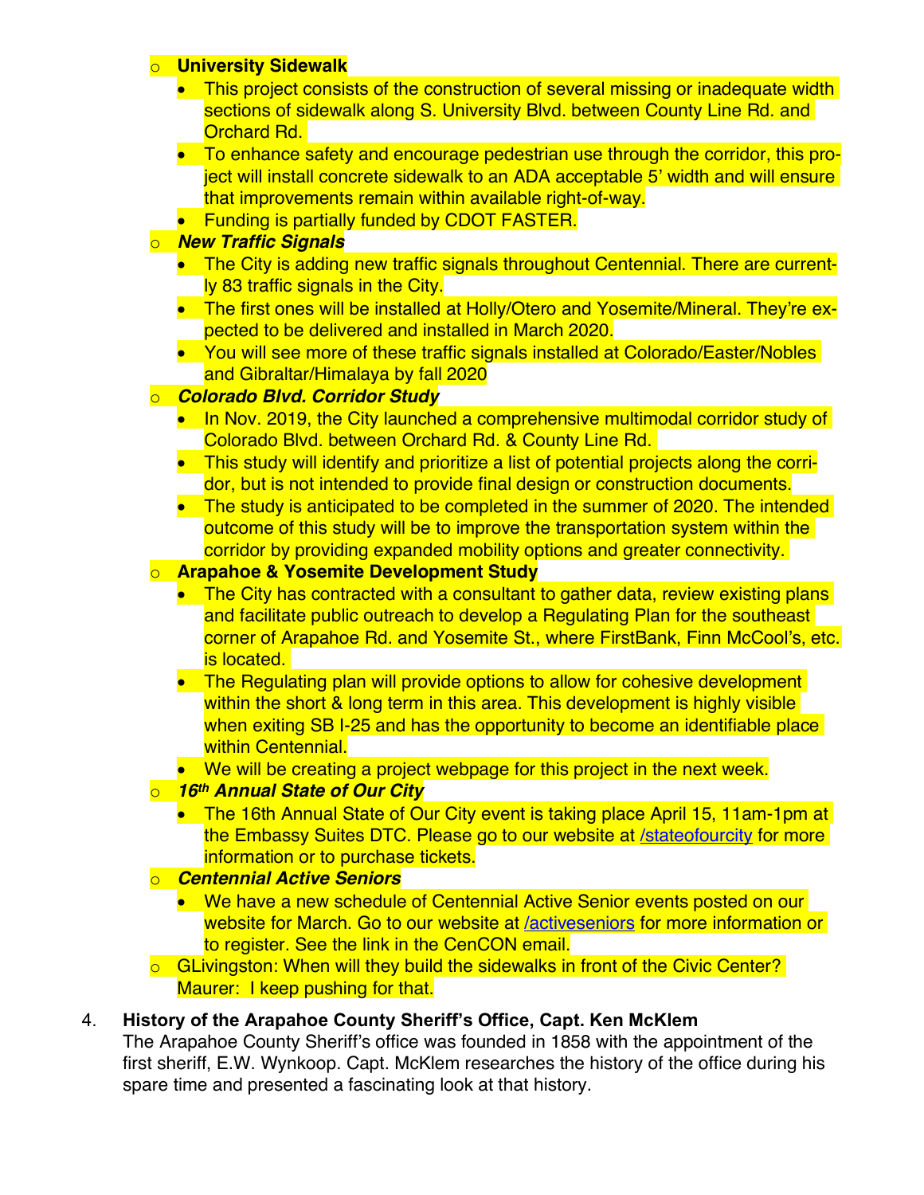- **University Sidewalk**
  - This project consists of the construction of several missing or inadequate width sections of sidewalk along S. University Blvd. between County Line Rd. and Orchard Rd.
  - To enhance safety and encourage pedestrian use through the corridor, this project will install concrete sidewalk to an ADA acceptable 5' width and will ensure that improvements remain within available right-of-way.
  - Funding is partially funded by CDOT FASTER.
- ***New Traffic Signals***
  - The City is adding new traffic signals throughout Centennial. There are currently 83 traffic signals in the City.
  - The first ones will be installed at Holly/Otero and Yosemite/Mineral. They're expected to be delivered and installed in March 2020.
  - You will see more of these traffic signals installed at Colorado/Easter/Nobles and Gibraltar/Himalaya by fall 2020
- ***Colorado Blvd. Corridor Study***
  - In Nov. 2019, the City launched a comprehensive multimodal corridor study of Colorado Blvd. between Orchard Rd. & County Line Rd.
  - This study will identify and prioritize a list of potential projects along the corridor, but is not intended to provide final design or construction documents.
  - The study is anticipated to be completed in the summer of 2020. The intended outcome of this study will be to improve the transportation system within the corridor by providing expanded mobility options and greater connectivity.
- **Arapahoe & Yosemite Development Study**
  - The City has contracted with a consultant to gather data, review existing plans and facilitate public outreach to develop a Regulating Plan for the southeast corner of Arapahoe Rd. and Yosemite St., where FirstBank, Finn McCool's, etc. is located.
  - The Regulating plan will provide options to allow for cohesive development within the short & long term in this area. This development is highly visible when exiting SB I-25 and has the opportunity to become an identifiable place within Centennial.
  - We will be creating a project webpage for this project in the next week.
- ***16th Annual State of Our City***
  - The 16th Annual State of Our City event is taking place April 15, 11am-1pm at the Embassy Suites DTC. Please go to our website at /stateofourcity for more information or to purchase tickets.
- ***Centennial Active Seniors***
  - We have a new schedule of Centennial Active Senior events posted on our website for March. Go to our website at /activeseniors for more information or to register. See the link in the CenCON email.
- GLivingston: When will they build the sidewalks in front of the Civic Center? Maurer: I keep pushing for that.

4. **History of the Arapahoe County Sheriff's Office, Capt. Ken McKlem**
   The Arapahoe County Sheriff's office was founded in 1858 with the appointment of the first sheriff, E.W. Wynkoop. Capt. McKlem researches the history of the office during his spare time and presented a fascinating look at that history.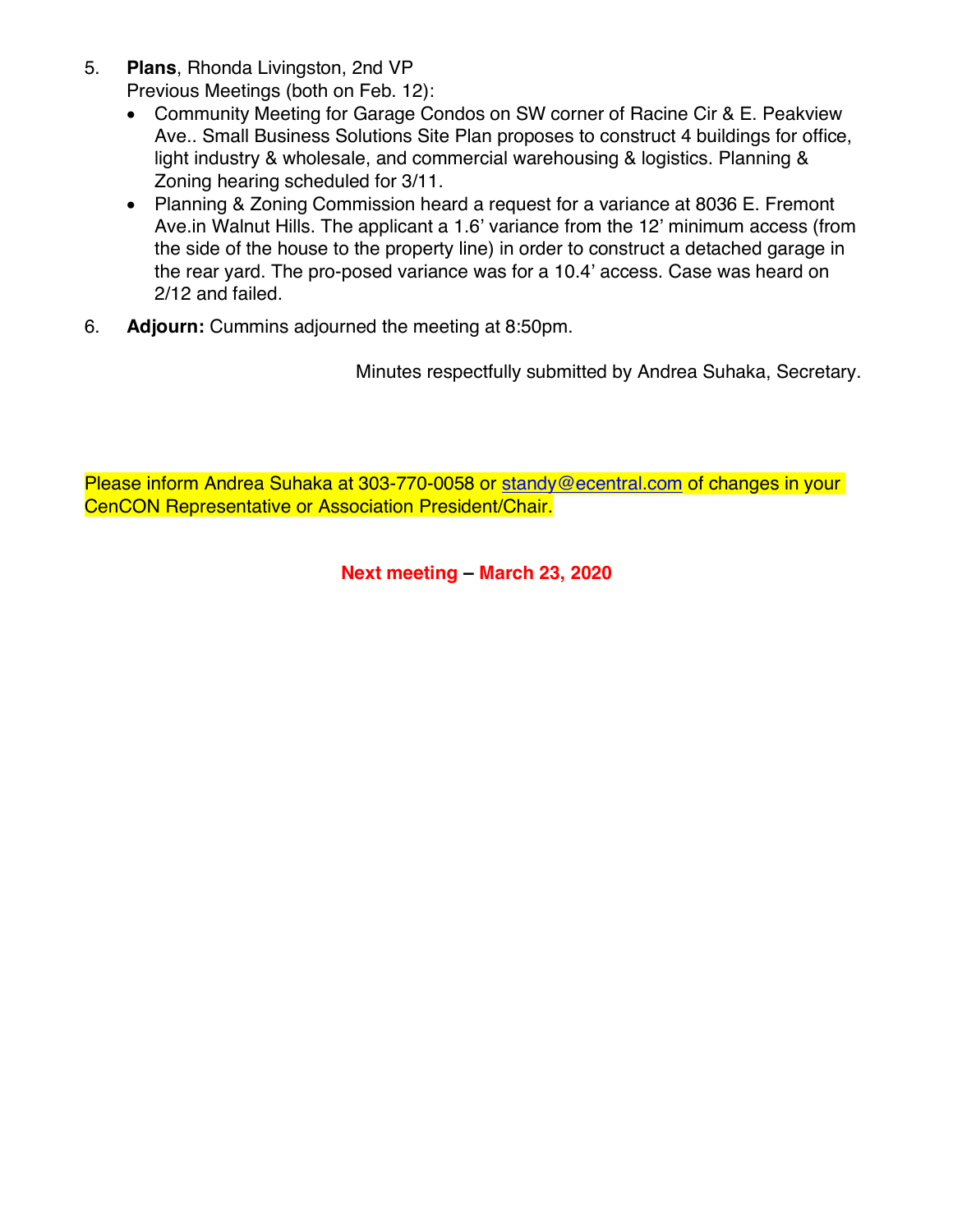5. **Plans**, Rhonda Livingston, 2nd VP
   Previous Meetings (both on Feb. 12):
   - Community Meeting for Garage Condos on SW corner of Racine Cir & E. Peakview Ave.. Small Business Solutions Site Plan proposes to construct 4 buildings for office, light industry & wholesale, and commercial warehousing & logistics. Planning & Zoning hearing scheduled for 3/11.
   - Planning & Zoning Commission heard a request for a variance at 8036 E. Fremont Ave.in Walnut Hills. The applicant a 1.6' variance from the 12' minimum access (from the side of the house to the property line) in order to construct a detached garage in the rear yard. The pro-posed variance was for a 10.4' access. Case was heard on 2/12 and failed.

6. **Adjourn:** Cummins adjourned the meeting at 8:50pm.

Minutes respectfully submitted by Andrea Suhaka, Secretary.

Please inform Andrea Suhaka at 303-770-0058 or standy@ecentral.com of changes in your CenCON Representative or Association President/Chair.

**Next meeting – March 23, 2020**